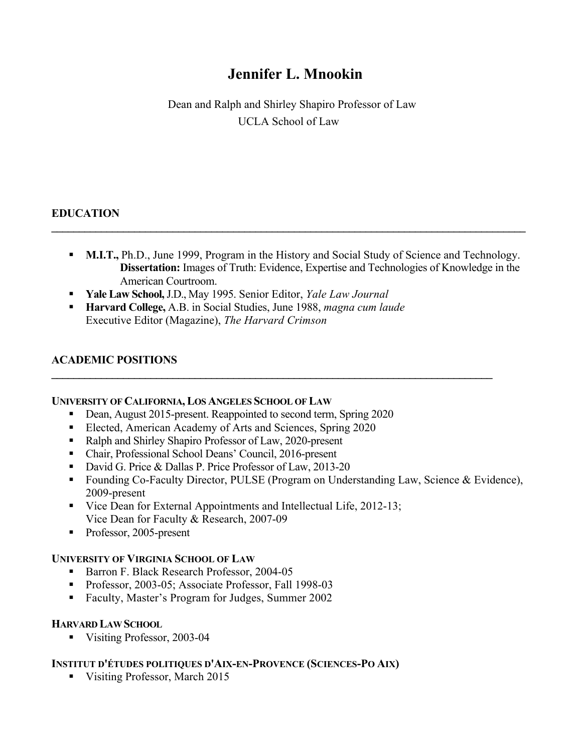# Jennifer L. Mnookin

Dean and Ralph and Shirley Shapiro Professor of Law
UCLA School of Law

## EDUCATION

- **M.I.T.,** Ph.D., June 1999, Program in the History and Social Study of Science and Technology.
  **Dissertation:** Images of Truth: Evidence, Expertise and Technologies of Knowledge in the American Courtroom.
- **Yale Law School,** J.D., May 1995. Senior Editor, *Yale Law Journal*
- **Harvard College,** A.B. in Social Studies, June 1988, *magna cum laude*
  Executive Editor (Magazine), *The Harvard Crimson*

## ACADEMIC POSITIONS

### UNIVERSITY OF CALIFORNIA, LOS ANGELES SCHOOL OF LAW

- Dean, August 2015-present. Reappointed to second term, Spring 2020
- Elected, American Academy of Arts and Sciences, Spring 2020
- Ralph and Shirley Shapiro Professor of Law, 2020-present
- Chair, Professional School Deans' Council, 2016-present
- David G. Price & Dallas P. Price Professor of Law, 2013-20
- Founding Co-Faculty Director, PULSE (Program on Understanding Law, Science & Evidence), 2009-present
- Vice Dean for External Appointments and Intellectual Life, 2012-13;
  Vice Dean for Faculty & Research, 2007-09
- Professor, 2005-present

### UNIVERSITY OF VIRGINIA SCHOOL OF LAW

- Barron F. Black Research Professor, 2004-05
- Professor, 2003-05; Associate Professor, Fall 1998-03
- Faculty, Master's Program for Judges, Summer 2002

### HARVARD LAW SCHOOL

- Visiting Professor, 2003-04

### INSTITUT D'ÉTUDES POLITIQUES D'AIX-EN-PROVENCE (SCIENCES-PO AIX)

- Visiting Professor, March 2015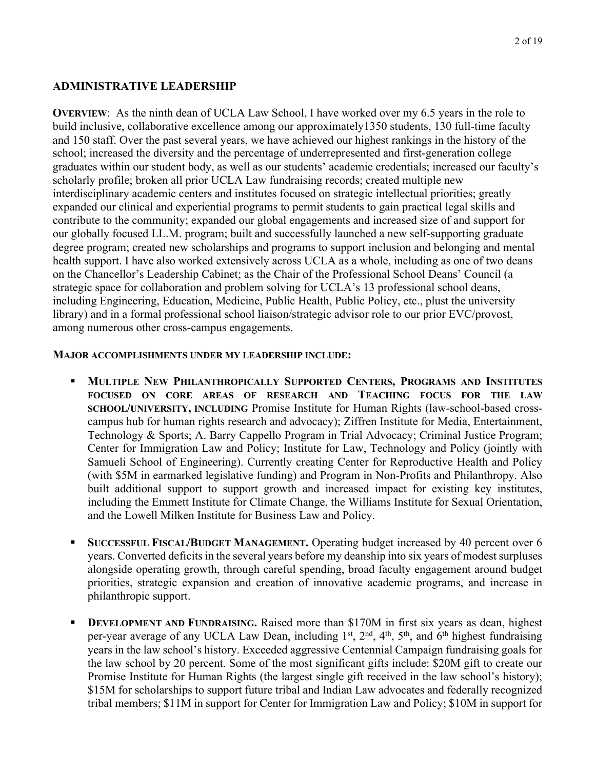## ADMINISTRATIVE LEADERSHIP

**OVERVIEW**: As the ninth dean of UCLA Law School, I have worked over my 6.5 years in the role to build inclusive, collaborative excellence among our approximately1350 students, 130 full-time faculty and 150 staff. Over the past several years, we have achieved our highest rankings in the history of the school; increased the diversity and the percentage of underrepresented and first-generation college graduates within our student body, as well as our students' academic credentials; increased our faculty's scholarly profile; broken all prior UCLA Law fundraising records; created multiple new interdisciplinary academic centers and institutes focused on strategic intellectual priorities; greatly expanded our clinical and experiential programs to permit students to gain practical legal skills and contribute to the community; expanded our global engagements and increased size of and support for our globally focused LL.M. program; built and successfully launched a new self-supporting graduate degree program; created new scholarships and programs to support inclusion and belonging and mental health support. I have also worked extensively across UCLA as a whole, including as one of two deans on the Chancellor's Leadership Cabinet; as the Chair of the Professional School Deans' Council (a strategic space for collaboration and problem solving for UCLA's 13 professional school deans, including Engineering, Education, Medicine, Public Health, Public Policy, etc., plust the university library) and in a formal professional school liaison/strategic advisor role to our prior EVC/provost, among numerous other cross-campus engagements.

**MAJOR ACCOMPLISHMENTS UNDER MY LEADERSHIP INCLUDE:**

- **MULTIPLE NEW PHILANTHROPICALLY SUPPORTED CENTERS, PROGRAMS AND INSTITUTES FOCUSED ON CORE AREAS OF RESEARCH AND TEACHING FOCUS FOR THE LAW SCHOOL/UNIVERSITY, INCLUDING** Promise Institute for Human Rights (law-school-based cross-campus hub for human rights research and advocacy); Ziffren Institute for Media, Entertainment, Technology & Sports; A. Barry Cappello Program in Trial Advocacy; Criminal Justice Program; Center for Immigration Law and Policy; Institute for Law, Technology and Policy (jointly with Samueli School of Engineering). Currently creating Center for Reproductive Health and Policy (with $5M in earmarked legislative funding) and Program in Non-Profits and Philanthropy. Also built additional support to support growth and increased impact for existing key institutes, including the Emmett Institute for Climate Change, the Williams Institute for Sexual Orientation, and the Lowell Milken Institute for Business Law and Policy.

- **SUCCESSFUL FISCAL/BUDGET MANAGEMENT.** Operating budget increased by 40 percent over 6 years. Converted deficits in the several years before my deanship into six years of modest surpluses alongside operating growth, through careful spending, broad faculty engagement around budget priorities, strategic expansion and creation of innovative academic programs, and increase in philanthropic support.

- **DEVELOPMENT AND FUNDRAISING.** Raised more than $170M in first six years as dean, highest per-year average of any UCLA Law Dean, including 1st, 2nd, 4th, 5th, and 6th highest fundraising years in the law school's history. Exceeded aggressive Centennial Campaign fundraising goals for the law school by 20 percent. Some of the most significant gifts include: $20M gift to create our Promise Institute for Human Rights (the largest single gift received in the law school's history); $15M for scholarships to support future tribal and Indian Law advocates and federally recognized tribal members; $11M in support for Center for Immigration Law and Policy; $10M in support for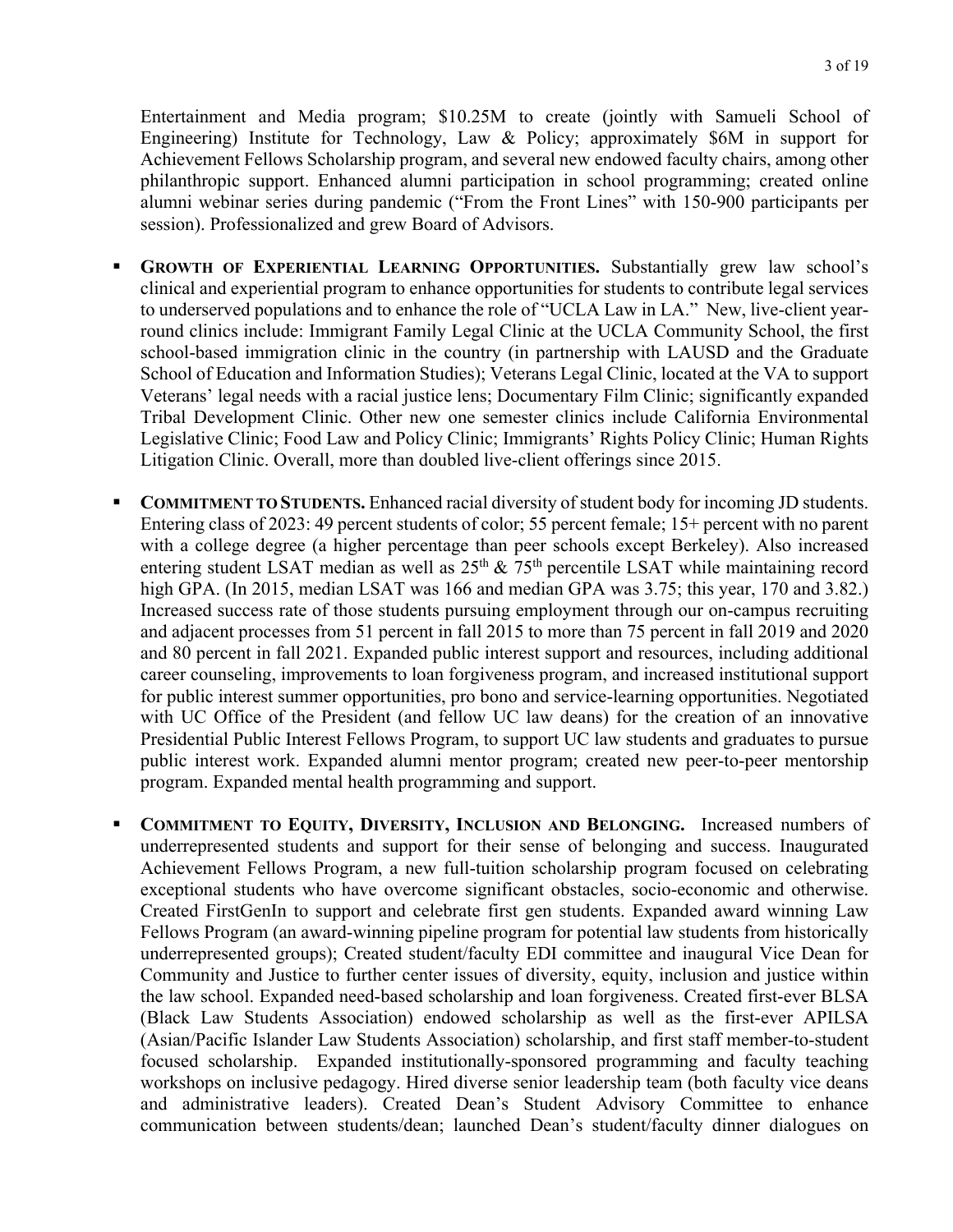Entertainment and Media program; $10.25M to create (jointly with Samueli School of Engineering) Institute for Technology, Law & Policy; approximately $6M in support for Achievement Fellows Scholarship program, and several new endowed faculty chairs, among other philanthropic support. Enhanced alumni participation in school programming; created online alumni webinar series during pandemic ("From the Front Lines" with 150-900 participants per session). Professionalized and grew Board of Advisors.

- **GROWTH OF EXPERIENTIAL LEARNING OPPORTUNITIES.** Substantially grew law school's clinical and experiential program to enhance opportunities for students to contribute legal services to underserved populations and to enhance the role of "UCLA Law in LA." New, live-client year-round clinics include: Immigrant Family Legal Clinic at the UCLA Community School, the first school-based immigration clinic in the country (in partnership with LAUSD and the Graduate School of Education and Information Studies); Veterans Legal Clinic, located at the VA to support Veterans' legal needs with a racial justice lens; Documentary Film Clinic; significantly expanded Tribal Development Clinic. Other new one semester clinics include California Environmental Legislative Clinic; Food Law and Policy Clinic; Immigrants' Rights Policy Clinic; Human Rights Litigation Clinic. Overall, more than doubled live-client offerings since 2015.

- **COMMITMENT TO STUDENTS.** Enhanced racial diversity of student body for incoming JD students. Entering class of 2023: 49 percent students of color; 55 percent female; 15+ percent with no parent with a college degree (a higher percentage than peer schools except Berkeley). Also increased entering student LSAT median as well as 25th & 75th percentile LSAT while maintaining record high GPA. (In 2015, median LSAT was 166 and median GPA was 3.75; this year, 170 and 3.82.) Increased success rate of those students pursuing employment through our on-campus recruiting and adjacent processes from 51 percent in fall 2015 to more than 75 percent in fall 2019 and 2020 and 80 percent in fall 2021. Expanded public interest support and resources, including additional career counseling, improvements to loan forgiveness program, and increased institutional support for public interest summer opportunities, pro bono and service-learning opportunities. Negotiated with UC Office of the President (and fellow UC law deans) for the creation of an innovative Presidential Public Interest Fellows Program, to support UC law students and graduates to pursue public interest work. Expanded alumni mentor program; created new peer-to-peer mentorship program. Expanded mental health programming and support.

- **COMMITMENT TO EQUITY, DIVERSITY, INCLUSION AND BELONGING.** Increased numbers of underrepresented students and support for their sense of belonging and success. Inaugurated Achievement Fellows Program, a new full-tuition scholarship program focused on celebrating exceptional students who have overcome significant obstacles, socio-economic and otherwise. Created FirstGenIn to support and celebrate first gen students. Expanded award winning Law Fellows Program (an award-winning pipeline program for potential law students from historically underrepresented groups); Created student/faculty EDI committee and inaugural Vice Dean for Community and Justice to further center issues of diversity, equity, inclusion and justice within the law school. Expanded need-based scholarship and loan forgiveness. Created first-ever BLSA (Black Law Students Association) endowed scholarship as well as the first-ever APILSA (Asian/Pacific Islander Law Students Association) scholarship, and first staff member-to-student focused scholarship. Expanded institutionally-sponsored programming and faculty teaching workshops on inclusive pedagogy. Hired diverse senior leadership team (both faculty vice deans and administrative leaders). Created Dean's Student Advisory Committee to enhance communication between students/dean; launched Dean's student/faculty dinner dialogues on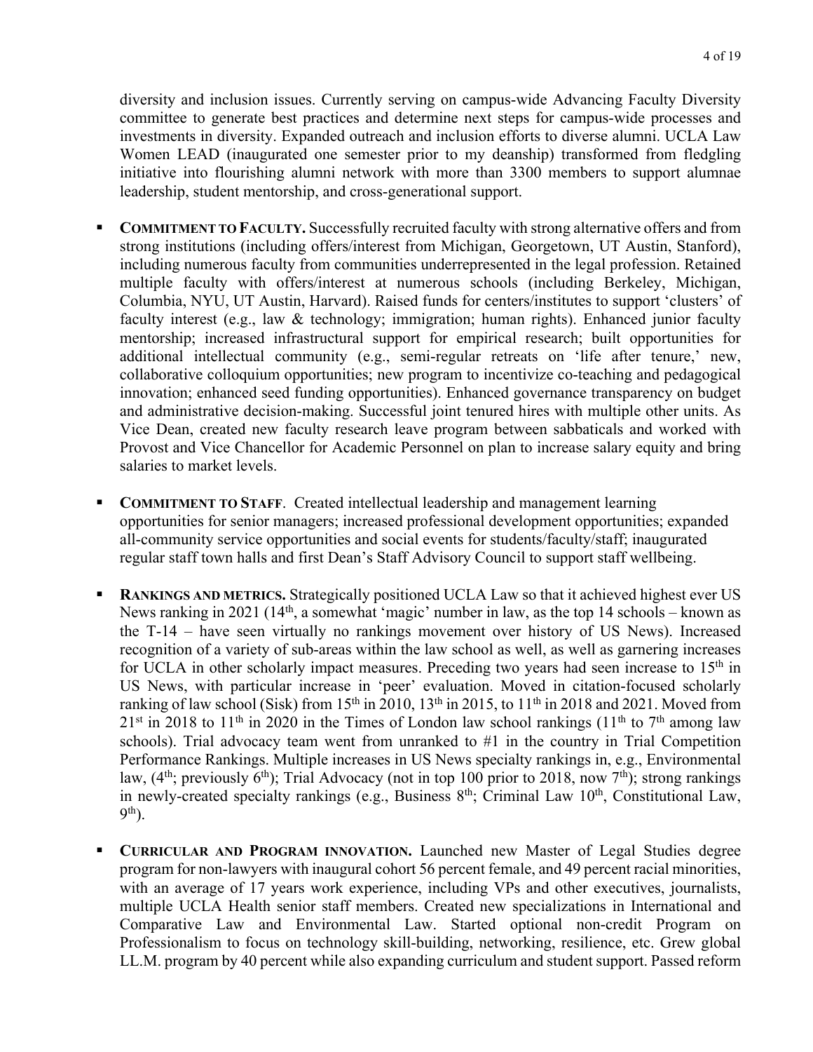diversity and inclusion issues. Currently serving on campus-wide Advancing Faculty Diversity committee to generate best practices and determine next steps for campus-wide processes and investments in diversity. Expanded outreach and inclusion efforts to diverse alumni. UCLA Law Women LEAD (inaugurated one semester prior to my deanship) transformed from fledgling initiative into flourishing alumni network with more than 3300 members to support alumnae leadership, student mentorship, and cross-generational support.

- **COMMITMENT TO FACULTY.** Successfully recruited faculty with strong alternative offers and from strong institutions (including offers/interest from Michigan, Georgetown, UT Austin, Stanford), including numerous faculty from communities underrepresented in the legal profession. Retained multiple faculty with offers/interest at numerous schools (including Berkeley, Michigan, Columbia, NYU, UT Austin, Harvard). Raised funds for centers/institutes to support 'clusters' of faculty interest (e.g., law & technology; immigration; human rights). Enhanced junior faculty mentorship; increased infrastructural support for empirical research; built opportunities for additional intellectual community (e.g., semi-regular retreats on 'life after tenure,' new, collaborative colloquium opportunities; new program to incentivize co-teaching and pedagogical innovation; enhanced seed funding opportunities). Enhanced governance transparency on budget and administrative decision-making. Successful joint tenured hires with multiple other units. As Vice Dean, created new faculty research leave program between sabbaticals and worked with Provost and Vice Chancellor for Academic Personnel on plan to increase salary equity and bring salaries to market levels.

- **COMMITMENT TO STAFF**. Created intellectual leadership and management learning opportunities for senior managers; increased professional development opportunities; expanded all-community service opportunities and social events for students/faculty/staff; inaugurated regular staff town halls and first Dean's Staff Advisory Council to support staff wellbeing.

- **RANKINGS AND METRICS.** Strategically positioned UCLA Law so that it achieved highest ever US News ranking in 2021 (14th, a somewhat 'magic' number in law, as the top 14 schools – known as the T-14 – have seen virtually no rankings movement over history of US News). Increased recognition of a variety of sub-areas within the law school as well, as well as garnering increases for UCLA in other scholarly impact measures. Preceding two years had seen increase to 15th in US News, with particular increase in 'peer' evaluation. Moved in citation-focused scholarly ranking of law school (Sisk) from 15th in 2010, 13th in 2015, to 11th in 2018 and 2021. Moved from 21st in 2018 to 11th in 2020 in the Times of London law school rankings (11th to 7th among law schools). Trial advocacy team went from unranked to #1 in the country in Trial Competition Performance Rankings. Multiple increases in US News specialty rankings in, e.g., Environmental law, (4th; previously 6th); Trial Advocacy (not in top 100 prior to 2018, now 7th); strong rankings in newly-created specialty rankings (e.g., Business 8th; Criminal Law 10th, Constitutional Law, 9th).

- **CURRICULAR AND PROGRAM INNOVATION.** Launched new Master of Legal Studies degree program for non-lawyers with inaugural cohort 56 percent female, and 49 percent racial minorities, with an average of 17 years work experience, including VPs and other executives, journalists, multiple UCLA Health senior staff members. Created new specializations in International and Comparative Law and Environmental Law. Started optional non-credit Program on Professionalism to focus on technology skill-building, networking, resilience, etc. Grew global LL.M. program by 40 percent while also expanding curriculum and student support. Passed reform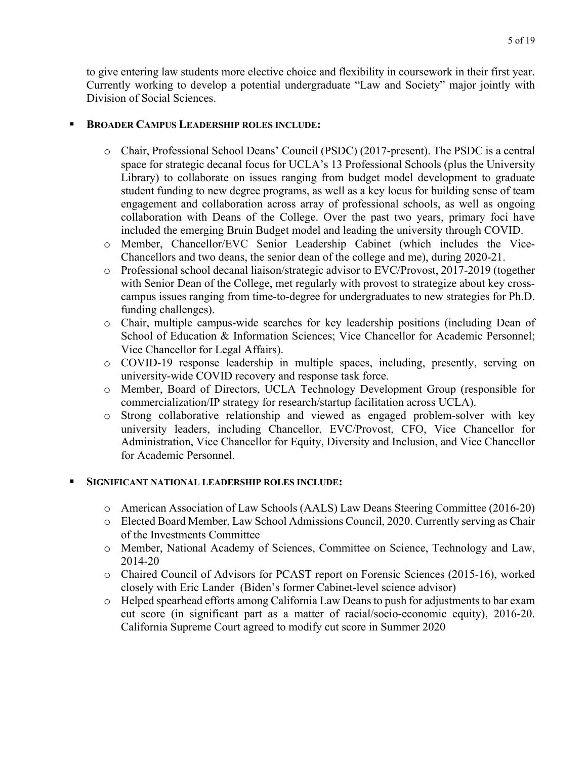to give entering law students more elective choice and flexibility in coursework in their first year. Currently working to develop a potential undergraduate "Law and Society" major jointly with Division of Social Sciences.

- **BROADER CAMPUS LEADERSHIP ROLES INCLUDE:**

    - Chair, Professional School Deans' Council (PSDC) (2017-present). The PSDC is a central space for strategic decanal focus for UCLA's 13 Professional Schools (plus the University Library) to collaborate on issues ranging from budget model development to graduate student funding to new degree programs, as well as a key locus for building sense of team engagement and collaboration across array of professional schools, as well as ongoing collaboration with Deans of the College. Over the past two years, primary foci have included the emerging Bruin Budget model and leading the university through COVID.
    - Member, Chancellor/EVC Senior Leadership Cabinet (which includes the Vice-Chancellors and two deans, the senior dean of the college and me), during 2020-21.
    - Professional school decanal liaison/strategic advisor to EVC/Provost, 2017-2019 (together with Senior Dean of the College, met regularly with provost to strategize about key cross-campus issues ranging from time-to-degree for undergraduates to new strategies for Ph.D. funding challenges).
    - Chair, multiple campus-wide searches for key leadership positions (including Dean of School of Education & Information Sciences; Vice Chancellor for Academic Personnel; Vice Chancellor for Legal Affairs).
    - COVID-19 response leadership in multiple spaces, including, presently, serving on university-wide COVID recovery and response task force.
    - Member, Board of Directors, UCLA Technology Development Group (responsible for commercialization/IP strategy for research/startup facilitation across UCLA).
    - Strong collaborative relationship and viewed as engaged problem-solver with key university leaders, including Chancellor, EVC/Provost, CFO, Vice Chancellor for Administration, Vice Chancellor for Equity, Diversity and Inclusion, and Vice Chancellor for Academic Personnel.

- **SIGNIFICANT NATIONAL LEADERSHIP ROLES INCLUDE:**

    - American Association of Law Schools (AALS) Law Deans Steering Committee (2016-20)
    - Elected Board Member, Law School Admissions Council, 2020. Currently serving as Chair of the Investments Committee
    - Member, National Academy of Sciences, Committee on Science, Technology and Law, 2014-20
    - Chaired Council of Advisors for PCAST report on Forensic Sciences (2015-16), worked closely with Eric Lander (Biden's former Cabinet-level science advisor)
    - Helped spearhead efforts among California Law Deans to push for adjustments to bar exam cut score (in significant part as a matter of racial/socio-economic equity), 2016-20. California Supreme Court agreed to modify cut score in Summer 2020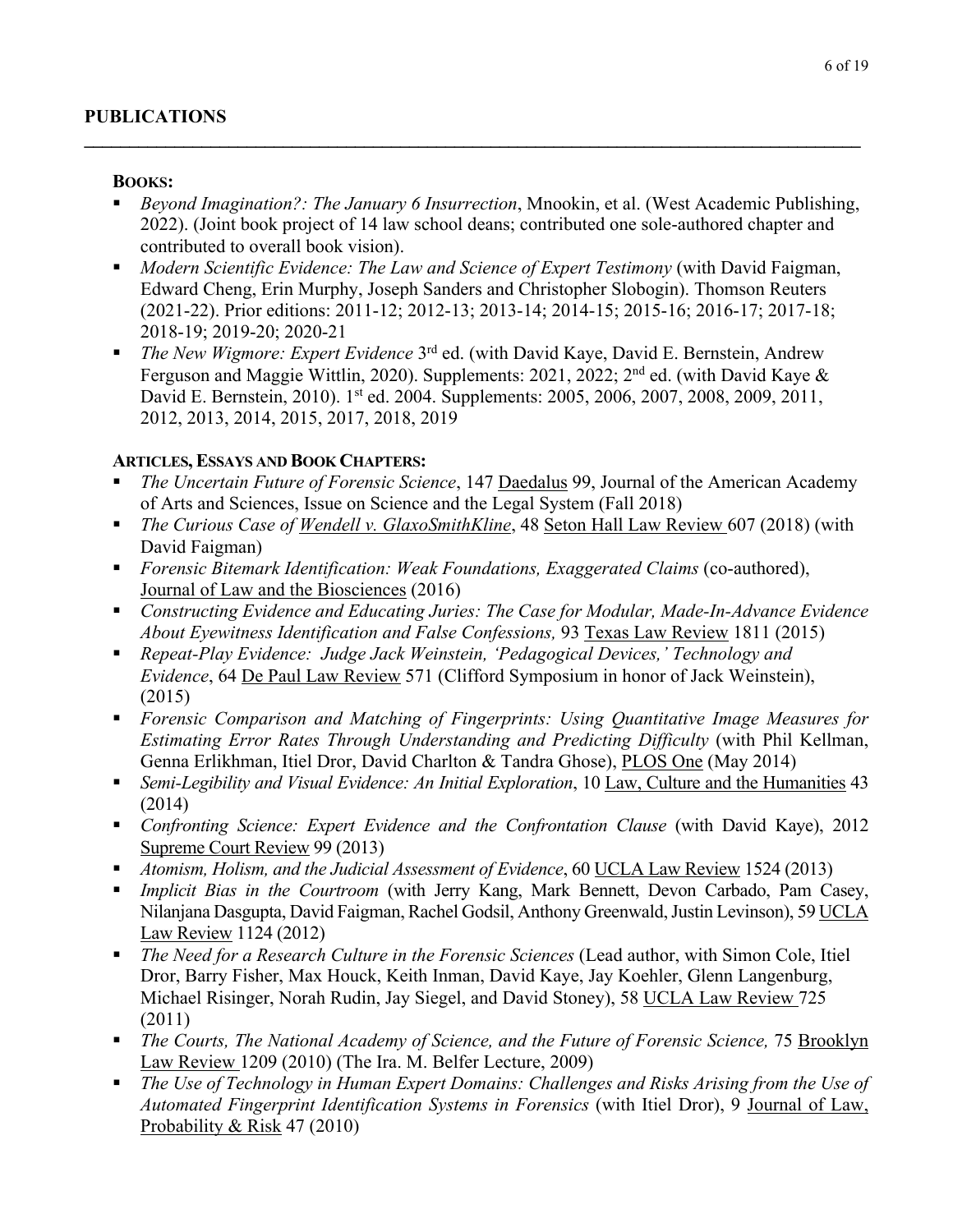## PUBLICATIONS

### BOOKS:

- *Beyond Imagination?: The January 6 Insurrection*, Mnookin, et al. (West Academic Publishing, 2022). (Joint book project of 14 law school deans; contributed one sole-authored chapter and contributed to overall book vision).
- *Modern Scientific Evidence: The Law and Science of Expert Testimony* (with David Faigman, Edward Cheng, Erin Murphy, Joseph Sanders and Christopher Slobogin). Thomson Reuters (2021-22). Prior editions: 2011-12; 2012-13; 2013-14; 2014-15; 2015-16; 2016-17; 2017-18; 2018-19; 2019-20; 2020-21
- *The New Wigmore: Expert Evidence* 3rd ed. (with David Kaye, David E. Bernstein, Andrew Ferguson and Maggie Wittlin, 2020). Supplements: 2021, 2022; 2nd ed. (with David Kaye & David E. Bernstein, 2010). 1st ed. 2004. Supplements: 2005, 2006, 2007, 2008, 2009, 2011, 2012, 2013, 2014, 2015, 2017, 2018, 2019

### ARTICLES, ESSAYS AND BOOK CHAPTERS:

- *The Uncertain Future of Forensic Science*, 147 Daedalus 99, Journal of the American Academy of Arts and Sciences, Issue on Science and the Legal System (Fall 2018)
- *The Curious Case of Wendell v. GlaxoSmithKline*, 48 Seton Hall Law Review 607 (2018) (with David Faigman)
- *Forensic Bitemark Identification: Weak Foundations, Exaggerated Claims* (co-authored), Journal of Law and the Biosciences (2016)
- *Constructing Evidence and Educating Juries: The Case for Modular, Made-In-Advance Evidence About Eyewitness Identification and False Confessions,* 93 Texas Law Review 1811 (2015)
- *Repeat-Play Evidence: Judge Jack Weinstein, 'Pedagogical Devices,' Technology and Evidence*, 64 De Paul Law Review 571 (Clifford Symposium in honor of Jack Weinstein), (2015)
- *Forensic Comparison and Matching of Fingerprints: Using Quantitative Image Measures for Estimating Error Rates Through Understanding and Predicting Difficulty* (with Phil Kellman, Genna Erlikhman, Itiel Dror, David Charlton & Tandra Ghose), PLOS One (May 2014)
- *Semi-Legibility and Visual Evidence: An Initial Exploration*, 10 Law, Culture and the Humanities 43 (2014)
- *Confronting Science: Expert Evidence and the Confrontation Clause* (with David Kaye), 2012 Supreme Court Review 99 (2013)
- *Atomism, Holism, and the Judicial Assessment of Evidence*, 60 UCLA Law Review 1524 (2013)
- *Implicit Bias in the Courtroom* (with Jerry Kang, Mark Bennett, Devon Carbado, Pam Casey, Nilanjana Dasgupta, David Faigman, Rachel Godsil, Anthony Greenwald, Justin Levinson), 59 UCLA Law Review 1124 (2012)
- *The Need for a Research Culture in the Forensic Sciences* (Lead author, with Simon Cole, Itiel Dror, Barry Fisher, Max Houck, Keith Inman, David Kaye, Jay Koehler, Glenn Langenburg, Michael Risinger, Norah Rudin, Jay Siegel, and David Stoney), 58 UCLA Law Review 725 (2011)
- *The Courts, The National Academy of Science, and the Future of Forensic Science,* 75 Brooklyn Law Review 1209 (2010) (The Ira. M. Belfer Lecture, 2009)
- *The Use of Technology in Human Expert Domains: Challenges and Risks Arising from the Use of Automated Fingerprint Identification Systems in Forensics* (with Itiel Dror), 9 Journal of Law, Probability & Risk 47 (2010)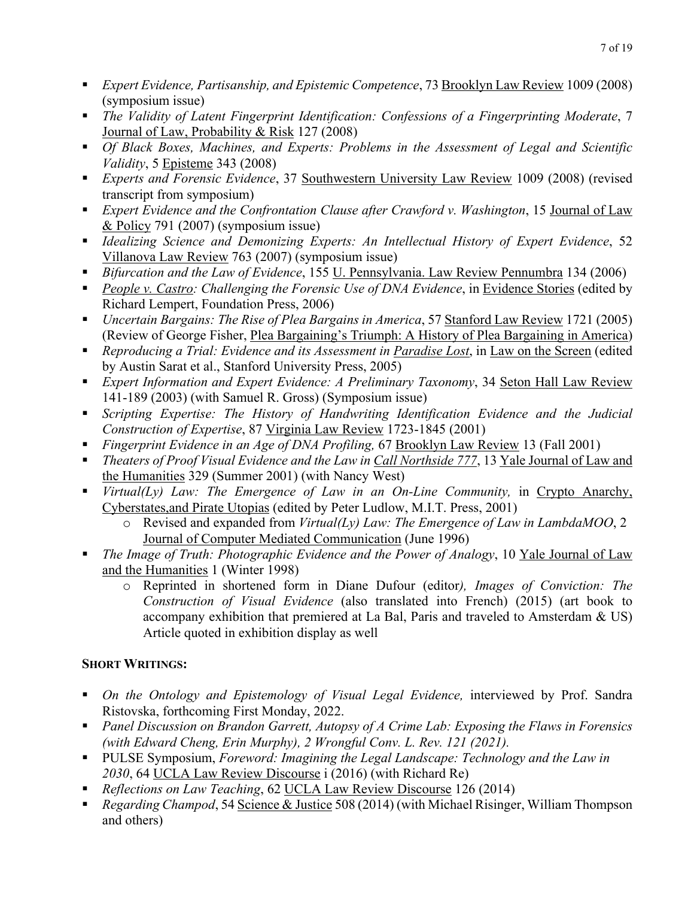- *Expert Evidence, Partisanship, and Epistemic Competence*, 73 Brooklyn Law Review 1009 (2008) (symposium issue)
- *The Validity of Latent Fingerprint Identification: Confessions of a Fingerprinting Moderate*, 7 Journal of Law, Probability & Risk 127 (2008)
- *Of Black Boxes, Machines, and Experts: Problems in the Assessment of Legal and Scientific Validity*, 5 Episteme 343 (2008)
- *Experts and Forensic Evidence*, 37 Southwestern University Law Review 1009 (2008) (revised transcript from symposium)
- *Expert Evidence and the Confrontation Clause after Crawford v. Washington*, 15 Journal of Law & Policy 791 (2007) (symposium issue)
- *Idealizing Science and Demonizing Experts: An Intellectual History of Expert Evidence*, 52 Villanova Law Review 763 (2007) (symposium issue)
- *Bifurcation and the Law of Evidence*, 155 U. Pennsylvania. Law Review Pennumbra 134 (2006)
- *People v. Castro: Challenging the Forensic Use of DNA Evidence*, in Evidence Stories (edited by Richard Lempert, Foundation Press, 2006)
- *Uncertain Bargains: The Rise of Plea Bargains in America*, 57 Stanford Law Review 1721 (2005) (Review of George Fisher, Plea Bargaining's Triumph: A History of Plea Bargaining in America)
- *Reproducing a Trial: Evidence and its Assessment in Paradise Lost*, in Law on the Screen (edited by Austin Sarat et al., Stanford University Press, 2005)
- *Expert Information and Expert Evidence: A Preliminary Taxonomy*, 34 Seton Hall Law Review 141-189 (2003) (with Samuel R. Gross) (Symposium issue)
- *Scripting Expertise: The History of Handwriting Identification Evidence and the Judicial Construction of Expertise*, 87 Virginia Law Review 1723-1845 (2001)
- *Fingerprint Evidence in an Age of DNA Profiling,* 67 Brooklyn Law Review 13 (Fall 2001)
- *Theaters of Proof Visual Evidence and the Law in Call Northside 777*, 13 Yale Journal of Law and the Humanities 329 (Summer 2001) (with Nancy West)
- *Virtual(Ly) Law: The Emergence of Law in an On-Line Community,* in Crypto Anarchy, Cyberstates,and Pirate Utopias (edited by Peter Ludlow, M.I.T. Press, 2001)
  - Revised and expanded from *Virtual(Ly) Law: The Emergence of Law in LambdaMOO*, 2 Journal of Computer Mediated Communication (June 1996)
- *The Image of Truth: Photographic Evidence and the Power of Analogy*, 10 Yale Journal of Law and the Humanities 1 (Winter 1998)
  - Reprinted in shortened form in Diane Dufour (editor*), Images of Conviction: The Construction of Visual Evidence* (also translated into French) (2015) (art book to accompany exhibition that premiered at La Bal, Paris and traveled to Amsterdam & US) Article quoted in exhibition display as well

**SHORT WRITINGS:**

- *On the Ontology and Epistemology of Visual Legal Evidence,* interviewed by Prof. Sandra Ristovska, forthcoming First Monday, 2022.
- *Panel Discussion on Brandon Garrett, Autopsy of A Crime Lab: Exposing the Flaws in Forensics (with Edward Cheng, Erin Murphy), 2 Wrongful Conv. L. Rev. 121 (2021).*
- PULSE Symposium, *Foreword: Imagining the Legal Landscape: Technology and the Law in 2030*, 64 UCLA Law Review Discourse i (2016) (with Richard Re)
- *Reflections on Law Teaching*, 62 UCLA Law Review Discourse 126 (2014)
- *Regarding Champod*, 54 Science & Justice 508 (2014) (with Michael Risinger, William Thompson and others)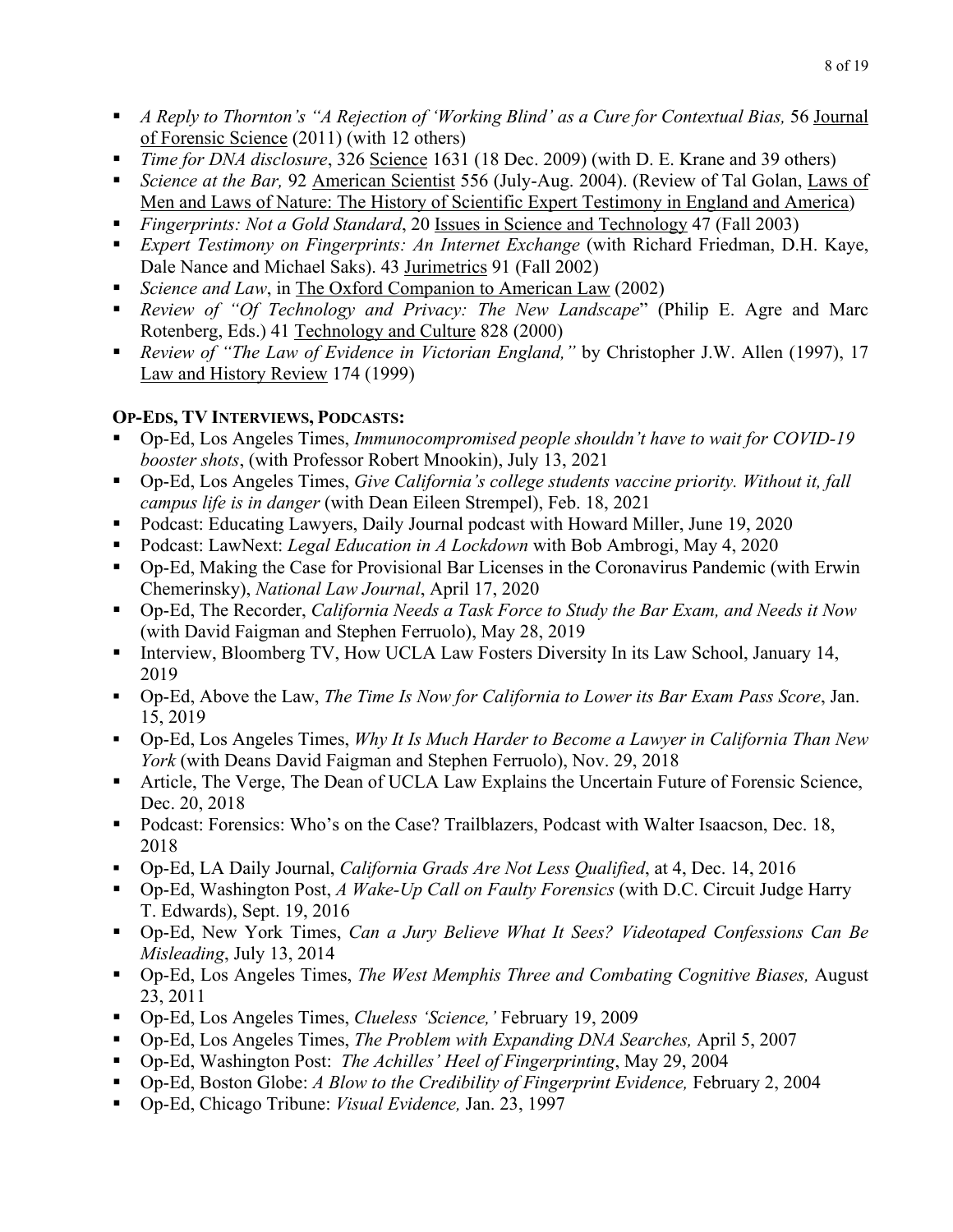- *A Reply to Thornton's "A Rejection of 'Working Blind' as a Cure for Contextual Bias,* 56 Journal of Forensic Science (2011) (with 12 others)
- *Time for DNA disclosure*, 326 Science 1631 (18 Dec. 2009) (with D. E. Krane and 39 others)
- *Science at the Bar,* 92 American Scientist 556 (July-Aug. 2004). (Review of Tal Golan, Laws of Men and Laws of Nature: The History of Scientific Expert Testimony in England and America)
- *Fingerprints: Not a Gold Standard*, 20 Issues in Science and Technology 47 (Fall 2003)
- *Expert Testimony on Fingerprints: An Internet Exchange* (with Richard Friedman, D.H. Kaye, Dale Nance and Michael Saks). 43 Jurimetrics 91 (Fall 2002)
- *Science and Law*, in The Oxford Companion to American Law (2002)
- *Review of "Of Technology and Privacy: The New Landscape*" (Philip E. Agre and Marc Rotenberg, Eds.) 41 Technology and Culture 828 (2000)
- *Review of "The Law of Evidence in Victorian England,"* by Christopher J.W. Allen (1997), 17 Law and History Review 174 (1999)

**OP-EDS, TV INTERVIEWS, PODCASTS:**

- Op-Ed, Los Angeles Times, *Immunocompromised people shouldn't have to wait for COVID-19 booster shots*, (with Professor Robert Mnookin), July 13, 2021
- Op-Ed, Los Angeles Times, *Give California's college students vaccine priority. Without it, fall campus life is in danger* (with Dean Eileen Strempel), Feb. 18, 2021
- Podcast: Educating Lawyers, Daily Journal podcast with Howard Miller, June 19, 2020
- Podcast: LawNext: *Legal Education in A Lockdown* with Bob Ambrogi, May 4, 2020
- Op-Ed, Making the Case for Provisional Bar Licenses in the Coronavirus Pandemic (with Erwin Chemerinsky), *National Law Journal*, April 17, 2020
- Op-Ed, The Recorder, *California Needs a Task Force to Study the Bar Exam, and Needs it Now* (with David Faigman and Stephen Ferruolo), May 28, 2019
- Interview, Bloomberg TV, How UCLA Law Fosters Diversity In its Law School, January 14, 2019
- Op-Ed, Above the Law, *The Time Is Now for California to Lower its Bar Exam Pass Score*, Jan. 15, 2019
- Op-Ed, Los Angeles Times, *Why It Is Much Harder to Become a Lawyer in California Than New York* (with Deans David Faigman and Stephen Ferruolo), Nov. 29, 2018
- Article, The Verge, The Dean of UCLA Law Explains the Uncertain Future of Forensic Science, Dec. 20, 2018
- Podcast: Forensics: Who's on the Case? Trailblazers, Podcast with Walter Isaacson, Dec. 18, 2018
- Op-Ed, LA Daily Journal, *California Grads Are Not Less Qualified*, at 4, Dec. 14, 2016
- Op-Ed, Washington Post, *A Wake-Up Call on Faulty Forensics* (with D.C. Circuit Judge Harry T. Edwards), Sept. 19, 2016
- Op-Ed, New York Times, *Can a Jury Believe What It Sees? Videotaped Confessions Can Be Misleading*, July 13, 2014
- Op-Ed, Los Angeles Times, *The West Memphis Three and Combating Cognitive Biases,* August 23, 2011
- Op-Ed, Los Angeles Times, *Clueless 'Science,'* February 19, 2009
- Op-Ed, Los Angeles Times, *The Problem with Expanding DNA Searches,* April 5, 2007
- Op-Ed, Washington Post: *The Achilles' Heel of Fingerprinting*, May 29, 2004
- Op-Ed, Boston Globe: *A Blow to the Credibility of Fingerprint Evidence,* February 2, 2004
- Op-Ed, Chicago Tribune: *Visual Evidence,* Jan. 23, 1997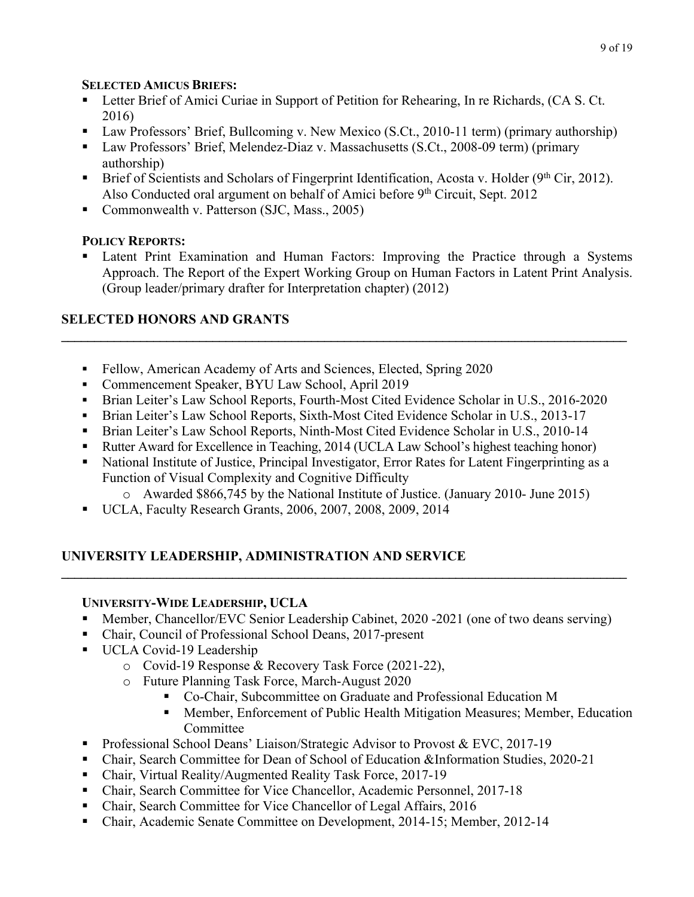#### SELECTED AMICUS BRIEFS:

- Letter Brief of Amici Curiae in Support of Petition for Rehearing, In re Richards, (CA S. Ct. 2016)
- Law Professors' Brief, Bullcoming v. New Mexico (S.Ct., 2010-11 term) (primary authorship)
- Law Professors' Brief, Melendez-Diaz v. Massachusetts (S.Ct., 2008-09 term) (primary authorship)
- Brief of Scientists and Scholars of Fingerprint Identification, Acosta v. Holder (9th Cir, 2012). Also Conducted oral argument on behalf of Amici before 9th Circuit, Sept. 2012
- Commonwealth v. Patterson (SJC, Mass., 2005)

#### POLICY REPORTS:

- Latent Print Examination and Human Factors: Improving the Practice through a Systems Approach. The Report of the Expert Working Group on Human Factors in Latent Print Analysis. (Group leader/primary drafter for Interpretation chapter) (2012)

## SELECTED HONORS AND GRANTS

- Fellow, American Academy of Arts and Sciences, Elected, Spring 2020
- Commencement Speaker, BYU Law School, April 2019
- Brian Leiter's Law School Reports, Fourth-Most Cited Evidence Scholar in U.S., 2016-2020
- Brian Leiter's Law School Reports, Sixth-Most Cited Evidence Scholar in U.S., 2013-17
- Brian Leiter's Law School Reports, Ninth-Most Cited Evidence Scholar in U.S., 2010-14
- Rutter Award for Excellence in Teaching, 2014 (UCLA Law School's highest teaching honor)
- National Institute of Justice, Principal Investigator, Error Rates for Latent Fingerprinting as a Function of Visual Complexity and Cognitive Difficulty
  - Awarded $866,745 by the National Institute of Justice. (January 2010- June 2015)
- UCLA, Faculty Research Grants, 2006, 2007, 2008, 2009, 2014

## UNIVERSITY LEADERSHIP, ADMINISTRATION AND SERVICE

#### UNIVERSITY-WIDE LEADERSHIP, UCLA

- Member, Chancellor/EVC Senior Leadership Cabinet, 2020 -2021 (one of two deans serving)
- Chair, Council of Professional School Deans, 2017-present
- UCLA Covid-19 Leadership
  - Covid-19 Response & Recovery Task Force (2021-22),
  - Future Planning Task Force, March-August 2020
    - Co-Chair, Subcommittee on Graduate and Professional Education M
    - Member, Enforcement of Public Health Mitigation Measures; Member, Education Committee
- Professional School Deans' Liaison/Strategic Advisor to Provost & EVC, 2017-19
- Chair, Search Committee for Dean of School of Education &Information Studies, 2020-21
- Chair, Virtual Reality/Augmented Reality Task Force, 2017-19
- Chair, Search Committee for Vice Chancellor, Academic Personnel, 2017-18
- Chair, Search Committee for Vice Chancellor of Legal Affairs, 2016
- Chair, Academic Senate Committee on Development, 2014-15; Member, 2012-14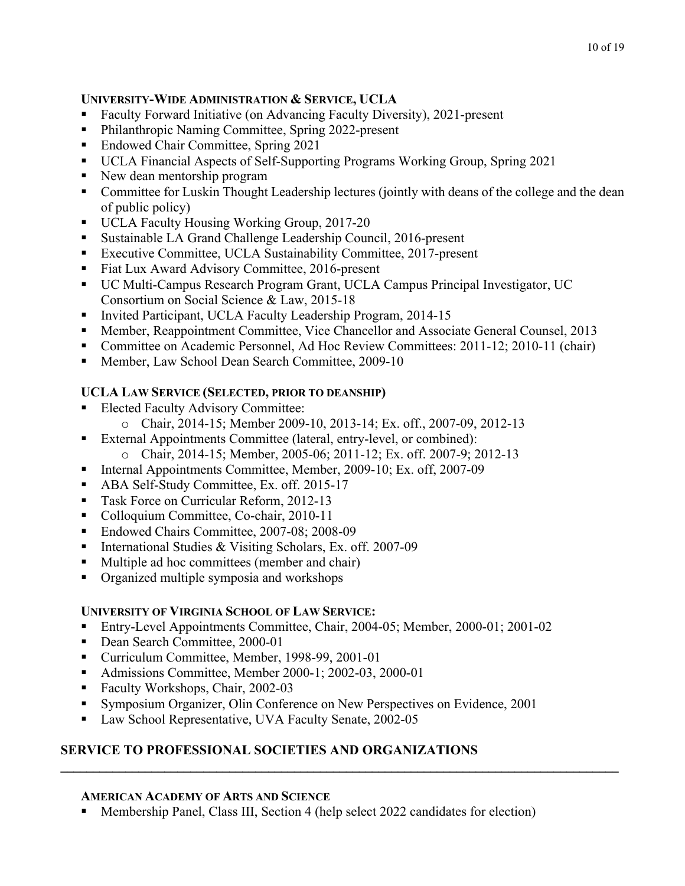### University-Wide Administration & Service, UCLA

- Faculty Forward Initiative (on Advancing Faculty Diversity), 2021-present
- Philanthropic Naming Committee, Spring 2022-present
- Endowed Chair Committee, Spring 2021
- UCLA Financial Aspects of Self-Supporting Programs Working Group, Spring 2021
- New dean mentorship program
- Committee for Luskin Thought Leadership lectures (jointly with deans of the college and the dean of public policy)
- UCLA Faculty Housing Working Group, 2017-20
- Sustainable LA Grand Challenge Leadership Council, 2016-present
- Executive Committee, UCLA Sustainability Committee, 2017-present
- Fiat Lux Award Advisory Committee, 2016-present
- UC Multi-Campus Research Program Grant, UCLA Campus Principal Investigator, UC Consortium on Social Science & Law, 2015-18
- Invited Participant, UCLA Faculty Leadership Program, 2014-15
- Member, Reappointment Committee, Vice Chancellor and Associate General Counsel, 2013
- Committee on Academic Personnel, Ad Hoc Review Committees: 2011-12; 2010-11 (chair)
- Member, Law School Dean Search Committee, 2009-10

### UCLA Law Service (Selected, prior to deanship)

- Elected Faculty Advisory Committee:
  - Chair, 2014-15; Member 2009-10, 2013-14; Ex. off., 2007-09, 2012-13
- External Appointments Committee (lateral, entry-level, or combined):
  - Chair, 2014-15; Member, 2005-06; 2011-12; Ex. off. 2007-9; 2012-13
- Internal Appointments Committee, Member, 2009-10; Ex. off, 2007-09
- ABA Self-Study Committee, Ex. off. 2015-17
- Task Force on Curricular Reform, 2012-13
- Colloquium Committee, Co-chair, 2010-11
- Endowed Chairs Committee, 2007-08; 2008-09
- International Studies & Visiting Scholars, Ex. off. 2007-09
- Multiple ad hoc committees (member and chair)
- Organized multiple symposia and workshops

### University of Virginia School of Law Service:

- Entry-Level Appointments Committee, Chair, 2004-05; Member, 2000-01; 2001-02
- Dean Search Committee, 2000-01
- Curriculum Committee, Member, 1998-99, 2001-01
- Admissions Committee, Member 2000-1; 2002-03, 2000-01
- Faculty Workshops, Chair, 2002-03
- Symposium Organizer, Olin Conference on New Perspectives on Evidence, 2001
- Law School Representative, UVA Faculty Senate, 2002-05

## SERVICE TO PROFESSIONAL SOCIETIES AND ORGANIZATIONS

### American Academy of Arts and Science

- Membership Panel, Class III, Section 4 (help select 2022 candidates for election)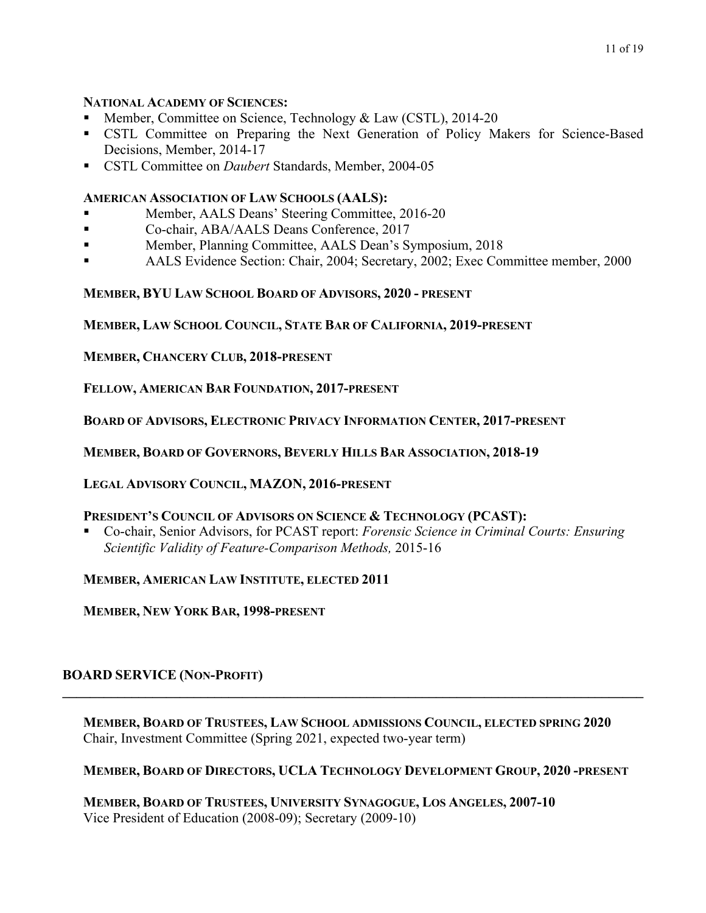**NATIONAL ACADEMY OF SCIENCES:**

- Member, Committee on Science, Technology & Law (CSTL), 2014-20
- CSTL Committee on Preparing the Next Generation of Policy Makers for Science-Based Decisions, Member, 2014-17
- CSTL Committee on *Daubert* Standards, Member, 2004-05

**AMERICAN ASSOCIATION OF LAW SCHOOLS (AALS):**

- Member, AALS Deans' Steering Committee, 2016-20
- Co-chair, ABA/AALS Deans Conference, 2017
- Member, Planning Committee, AALS Dean's Symposium, 2018
- AALS Evidence Section: Chair, 2004; Secretary, 2002; Exec Committee member, 2000

**MEMBER, BYU LAW SCHOOL BOARD OF ADVISORS, 2020 - PRESENT**

**MEMBER, LAW SCHOOL COUNCIL, STATE BAR OF CALIFORNIA, 2019-PRESENT**

**MEMBER, CHANCERY CLUB, 2018-PRESENT**

**FELLOW, AMERICAN BAR FOUNDATION, 2017-PRESENT**

**BOARD OF ADVISORS, ELECTRONIC PRIVACY INFORMATION CENTER, 2017-PRESENT**

**MEMBER, BOARD OF GOVERNORS, BEVERLY HILLS BAR ASSOCIATION, 2018-19**

**LEGAL ADVISORY COUNCIL, MAZON, 2016-PRESENT**

**PRESIDENT'S COUNCIL OF ADVISORS ON SCIENCE & TECHNOLOGY (PCAST):**

- Co-chair, Senior Advisors, for PCAST report: *Forensic Science in Criminal Courts: Ensuring Scientific Validity of Feature-Comparison Methods,* 2015-16

**MEMBER, AMERICAN LAW INSTITUTE, ELECTED 2011**

**MEMBER, NEW YORK BAR, 1998-PRESENT**

## BOARD SERVICE (NON-PROFIT)

**MEMBER, BOARD OF TRUSTEES, LAW SCHOOL ADMISSIONS COUNCIL, ELECTED SPRING 2020**
Chair, Investment Committee (Spring 2021, expected two-year term)

**MEMBER, BOARD OF DIRECTORS, UCLA TECHNOLOGY DEVELOPMENT GROUP, 2020 -PRESENT**

**MEMBER, BOARD OF TRUSTEES, UNIVERSITY SYNAGOGUE, LOS ANGELES, 2007-10**
Vice President of Education (2008-09); Secretary (2009-10)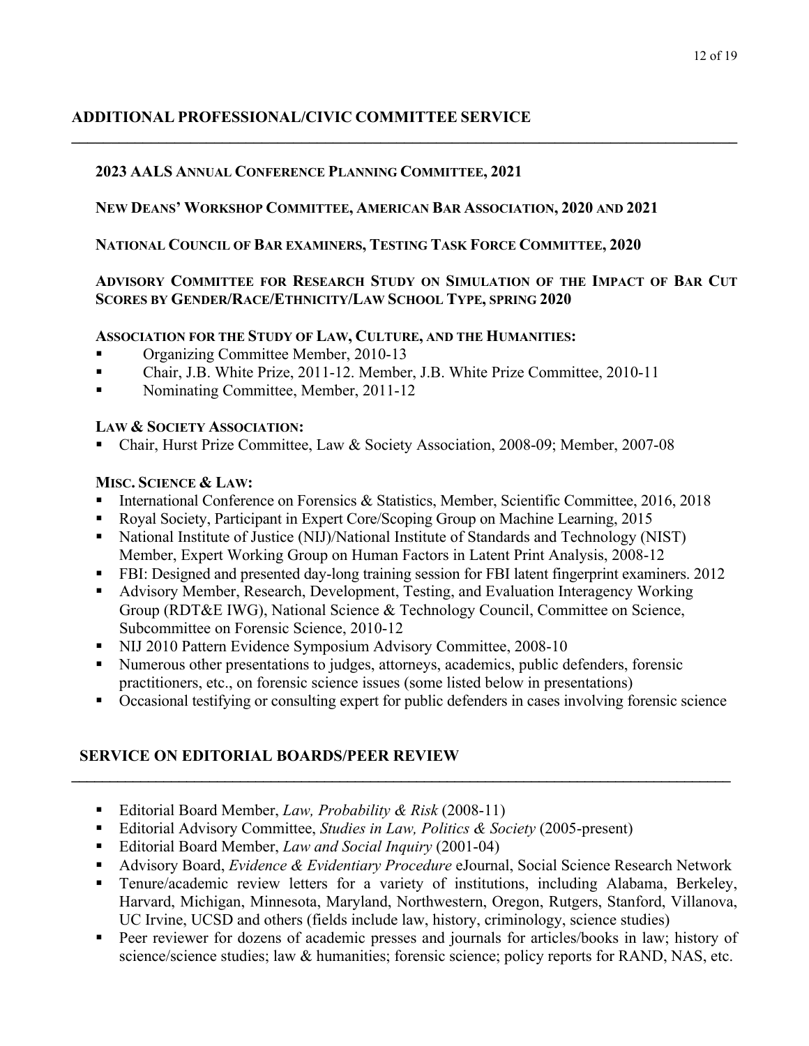## ADDITIONAL PROFESSIONAL/CIVIC COMMITTEE SERVICE

**2023 AALS ANNUAL CONFERENCE PLANNING COMMITTEE, 2021**

**NEW DEANS' WORKSHOP COMMITTEE, AMERICAN BAR ASSOCIATION, 2020 AND 2021**

**NATIONAL COUNCIL OF BAR EXAMINERS, TESTING TASK FORCE COMMITTEE, 2020**

**ADVISORY COMMITTEE FOR RESEARCH STUDY ON SIMULATION OF THE IMPACT OF BAR CUT SCORES BY GENDER/RACE/ETHNICITY/LAW SCHOOL TYPE, SPRING 2020**

**ASSOCIATION FOR THE STUDY OF LAW, CULTURE, AND THE HUMANITIES:**

- Organizing Committee Member, 2010-13
- Chair, J.B. White Prize, 2011-12. Member, J.B. White Prize Committee, 2010-11
- Nominating Committee, Member, 2011-12

**LAW & SOCIETY ASSOCIATION:**

- Chair, Hurst Prize Committee, Law & Society Association, 2008-09; Member, 2007-08

**MISC. SCIENCE & LAW:**

- International Conference on Forensics & Statistics, Member, Scientific Committee, 2016, 2018
- Royal Society, Participant in Expert Core/Scoping Group on Machine Learning, 2015
- National Institute of Justice (NIJ)/National Institute of Standards and Technology (NIST) Member, Expert Working Group on Human Factors in Latent Print Analysis, 2008-12
- FBI: Designed and presented day-long training session for FBI latent fingerprint examiners. 2012
- Advisory Member, Research, Development, Testing, and Evaluation Interagency Working Group (RDT&E IWG), National Science & Technology Council, Committee on Science, Subcommittee on Forensic Science, 2010-12
- NIJ 2010 Pattern Evidence Symposium Advisory Committee, 2008-10
- Numerous other presentations to judges, attorneys, academics, public defenders, forensic practitioners, etc., on forensic science issues (some listed below in presentations)
- Occasional testifying or consulting expert for public defenders in cases involving forensic science

## SERVICE ON EDITORIAL BOARDS/PEER REVIEW

- Editorial Board Member, *Law, Probability & Risk* (2008-11)
- Editorial Advisory Committee, *Studies in Law, Politics & Society* (2005-present)
- Editorial Board Member, *Law and Social Inquiry* (2001-04)
- Advisory Board, *Evidence & Evidentiary Procedure* eJournal, Social Science Research Network
- Tenure/academic review letters for a variety of institutions, including Alabama, Berkeley, Harvard, Michigan, Minnesota, Maryland, Northwestern, Oregon, Rutgers, Stanford, Villanova, UC Irvine, UCSD and others (fields include law, history, criminology, science studies)
- Peer reviewer for dozens of academic presses and journals for articles/books in law; history of science/science studies; law & humanities; forensic science; policy reports for RAND, NAS, etc.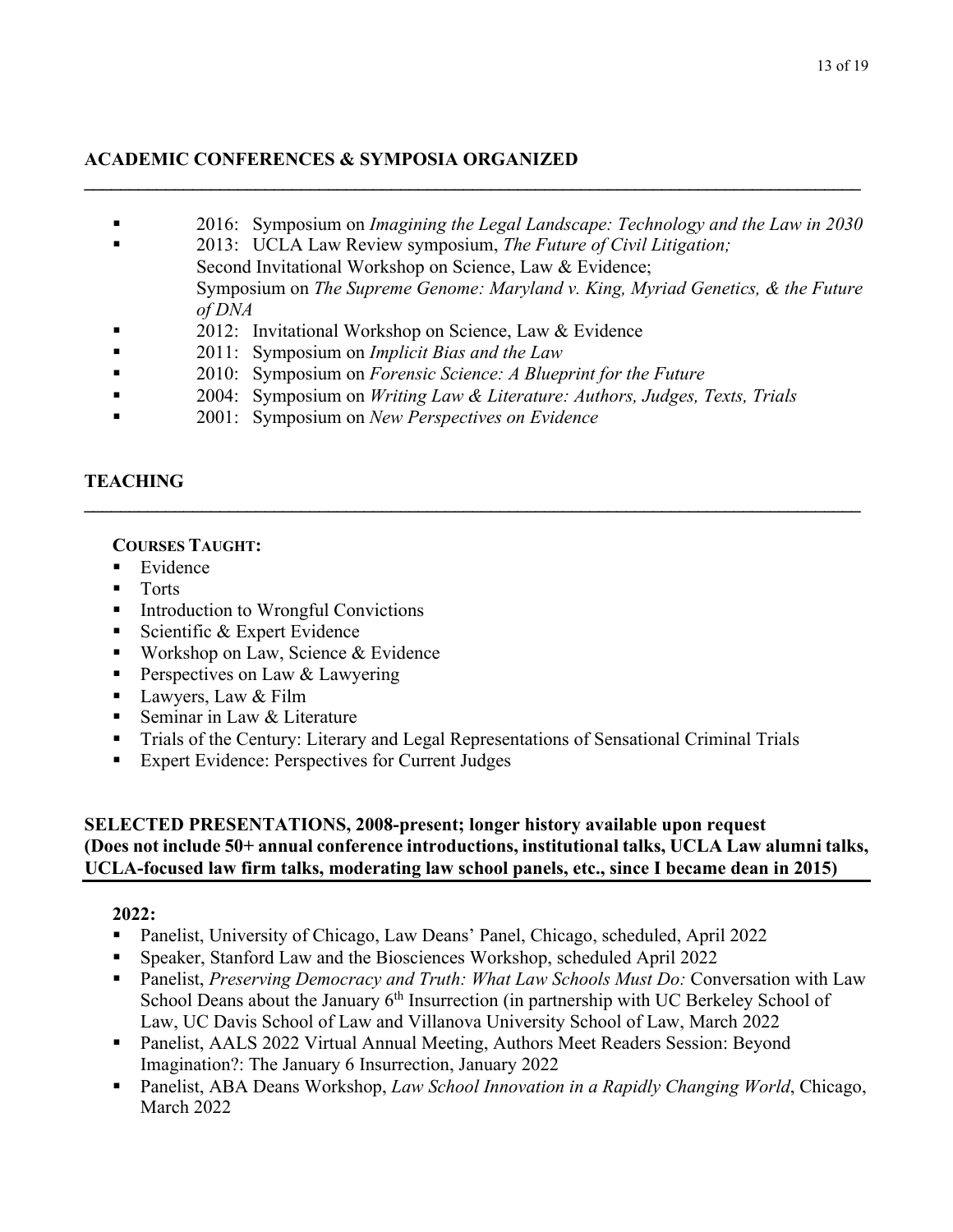## ACADEMIC CONFERENCES & SYMPOSIA ORGANIZED

- 2016: Symposium on *Imagining the Legal Landscape: Technology and the Law in 2030*
- 2013: UCLA Law Review symposium, *The Future of Civil Litigation;*
  Second Invitational Workshop on Science, Law & Evidence;
  Symposium on *The Supreme Genome: Maryland v. King, Myriad Genetics, & the Future of DNA*
- 2012: Invitational Workshop on Science, Law & Evidence
- 2011: Symposium on *Implicit Bias and the Law*
- 2010: Symposium on *Forensic Science: A Blueprint for the Future*
- 2004: Symposium on *Writing Law & Literature: Authors, Judges, Texts, Trials*
- 2001: Symposium on *New Perspectives on Evidence*

## TEACHING

### COURSES TAUGHT:

- Evidence
- Torts
- Introduction to Wrongful Convictions
- Scientific & Expert Evidence
- Workshop on Law, Science & Evidence
- Perspectives on Law & Lawyering
- Lawyers, Law & Film
- Seminar in Law & Literature
- Trials of the Century: Literary and Legal Representations of Sensational Criminal Trials
- Expert Evidence: Perspectives for Current Judges

## SELECTED PRESENTATIONS, 2008-present; longer history available upon request (Does not include 50+ annual conference introductions, institutional talks, UCLA Law alumni talks, UCLA-focused law firm talks, moderating law school panels, etc., since I became dean in 2015)

**2022:**

- Panelist, University of Chicago, Law Deans' Panel, Chicago, scheduled, April 2022
- Speaker, Stanford Law and the Biosciences Workshop, scheduled April 2022
- Panelist, *Preserving Democracy and Truth: What Law Schools Must Do:* Conversation with Law School Deans about the January 6th Insurrection (in partnership with UC Berkeley School of Law, UC Davis School of Law and Villanova University School of Law, March 2022
- Panelist, AALS 2022 Virtual Annual Meeting, Authors Meet Readers Session: Beyond Imagination?: The January 6 Insurrection, January 2022
- Panelist, ABA Deans Workshop, *Law School Innovation in a Rapidly Changing World*, Chicago, March 2022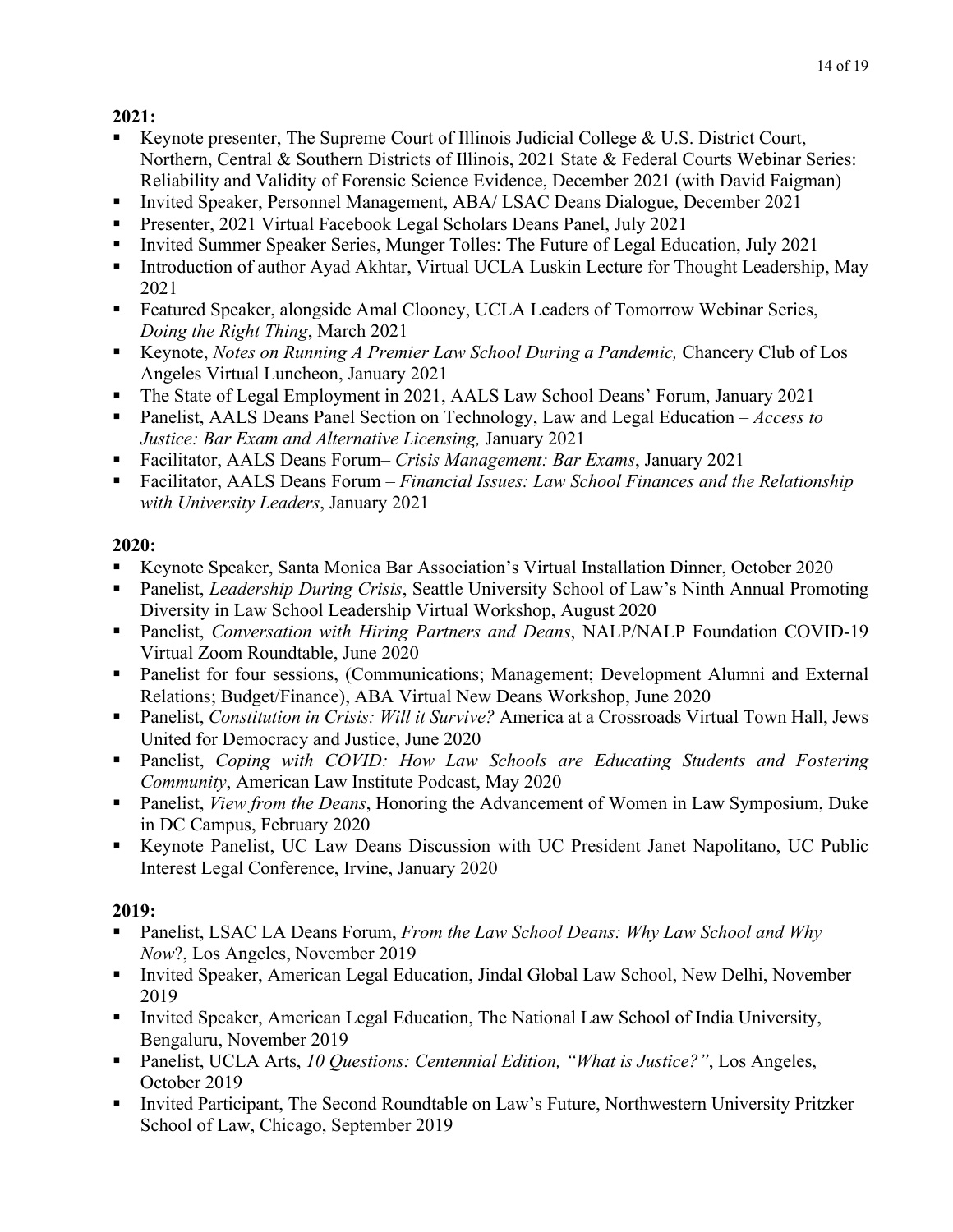**2021:**

- Keynote presenter, The Supreme Court of Illinois Judicial College & U.S. District Court, Northern, Central & Southern Districts of Illinois, 2021 State & Federal Courts Webinar Series: Reliability and Validity of Forensic Science Evidence, December 2021 (with David Faigman)
- Invited Speaker, Personnel Management, ABA/ LSAC Deans Dialogue, December 2021
- Presenter, 2021 Virtual Facebook Legal Scholars Deans Panel, July 2021
- Invited Summer Speaker Series, Munger Tolles: The Future of Legal Education, July 2021
- Introduction of author Ayad Akhtar, Virtual UCLA Luskin Lecture for Thought Leadership, May 2021
- Featured Speaker, alongside Amal Clooney, UCLA Leaders of Tomorrow Webinar Series, *Doing the Right Thing*, March 2021
- Keynote, *Notes on Running A Premier Law School During a Pandemic,* Chancery Club of Los Angeles Virtual Luncheon, January 2021
- The State of Legal Employment in 2021, AALS Law School Deans' Forum, January 2021
- Panelist, AALS Deans Panel Section on Technology, Law and Legal Education – *Access to Justice: Bar Exam and Alternative Licensing,* January 2021
- Facilitator, AALS Deans Forum– *Crisis Management: Bar Exams*, January 2021
- Facilitator, AALS Deans Forum – *Financial Issues: Law School Finances and the Relationship with University Leaders*, January 2021

**2020:**

- Keynote Speaker, Santa Monica Bar Association's Virtual Installation Dinner, October 2020
- Panelist, *Leadership During Crisis*, Seattle University School of Law's Ninth Annual Promoting Diversity in Law School Leadership Virtual Workshop, August 2020
- Panelist, *Conversation with Hiring Partners and Deans*, NALP/NALP Foundation COVID-19 Virtual Zoom Roundtable, June 2020
- Panelist for four sessions, (Communications; Management; Development Alumni and External Relations; Budget/Finance), ABA Virtual New Deans Workshop, June 2020
- Panelist, *Constitution in Crisis: Will it Survive?* America at a Crossroads Virtual Town Hall, Jews United for Democracy and Justice, June 2020
- Panelist, *Coping with COVID: How Law Schools are Educating Students and Fostering Community*, American Law Institute Podcast, May 2020
- Panelist, *View from the Deans*, Honoring the Advancement of Women in Law Symposium, Duke in DC Campus, February 2020
- Keynote Panelist, UC Law Deans Discussion with UC President Janet Napolitano, UC Public Interest Legal Conference, Irvine, January 2020

**2019:**

- Panelist, LSAC LA Deans Forum, *From the Law School Deans: Why Law School and Why Now*?, Los Angeles, November 2019
- Invited Speaker, American Legal Education, Jindal Global Law School, New Delhi, November 2019
- Invited Speaker, American Legal Education, The National Law School of India University, Bengaluru, November 2019
- Panelist, UCLA Arts, *10 Questions: Centennial Edition, "What is Justice?"*, Los Angeles, October 2019
- Invited Participant, The Second Roundtable on Law's Future, Northwestern University Pritzker School of Law, Chicago, September 2019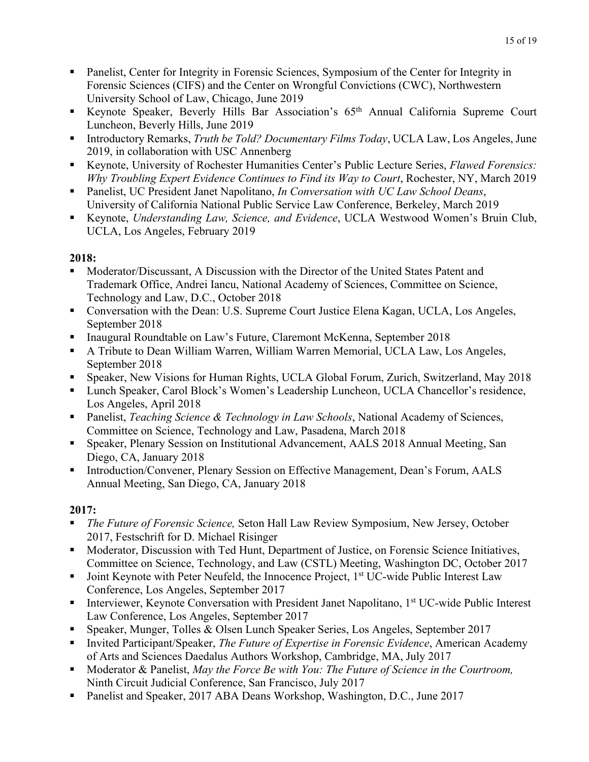- Panelist, Center for Integrity in Forensic Sciences, Symposium of the Center for Integrity in Forensic Sciences (CIFS) and the Center on Wrongful Convictions (CWC), Northwestern University School of Law, Chicago, June 2019
- Keynote Speaker, Beverly Hills Bar Association's 65th Annual California Supreme Court Luncheon, Beverly Hills, June 2019
- Introductory Remarks, *Truth be Told? Documentary Films Today*, UCLA Law, Los Angeles, June 2019, in collaboration with USC Annenberg
- Keynote, University of Rochester Humanities Center's Public Lecture Series, *Flawed Forensics: Why Troubling Expert Evidence Continues to Find its Way to Court*, Rochester, NY, March 2019
- Panelist, UC President Janet Napolitano, *In Conversation with UC Law School Deans*, University of California National Public Service Law Conference, Berkeley, March 2019
- Keynote, *Understanding Law, Science, and Evidence*, UCLA Westwood Women's Bruin Club, UCLA, Los Angeles, February 2019

**2018:**

- Moderator/Discussant, A Discussion with the Director of the United States Patent and Trademark Office, Andrei Iancu, National Academy of Sciences, Committee on Science, Technology and Law, D.C., October 2018
- Conversation with the Dean: U.S. Supreme Court Justice Elena Kagan, UCLA, Los Angeles, September 2018
- Inaugural Roundtable on Law's Future, Claremont McKenna, September 2018
- A Tribute to Dean William Warren, William Warren Memorial, UCLA Law, Los Angeles, September 2018
- Speaker, New Visions for Human Rights, UCLA Global Forum, Zurich, Switzerland, May 2018
- Lunch Speaker, Carol Block's Women's Leadership Luncheon, UCLA Chancellor's residence, Los Angeles, April 2018
- Panelist, *Teaching Science & Technology in Law Schools*, National Academy of Sciences, Committee on Science, Technology and Law, Pasadena, March 2018
- Speaker, Plenary Session on Institutional Advancement, AALS 2018 Annual Meeting, San Diego, CA, January 2018
- Introduction/Convener, Plenary Session on Effective Management, Dean's Forum, AALS Annual Meeting, San Diego, CA, January 2018

**2017:**

- *The Future of Forensic Science,* Seton Hall Law Review Symposium, New Jersey, October 2017, Festschrift for D. Michael Risinger
- Moderator, Discussion with Ted Hunt, Department of Justice, on Forensic Science Initiatives, Committee on Science, Technology, and Law (CSTL) Meeting, Washington DC, October 2017
- Joint Keynote with Peter Neufeld, the Innocence Project, 1st UC-wide Public Interest Law Conference, Los Angeles, September 2017
- Interviewer, Keynote Conversation with President Janet Napolitano, 1st UC-wide Public Interest Law Conference, Los Angeles, September 2017
- Speaker, Munger, Tolles & Olsen Lunch Speaker Series, Los Angeles, September 2017
- Invited Participant/Speaker, *The Future of Expertise in Forensic Evidence*, American Academy of Arts and Sciences Daedalus Authors Workshop, Cambridge, MA, July 2017
- Moderator & Panelist, *May the Force Be with You: The Future of Science in the Courtroom,* Ninth Circuit Judicial Conference, San Francisco, July 2017
- Panelist and Speaker, 2017 ABA Deans Workshop, Washington, D.C., June 2017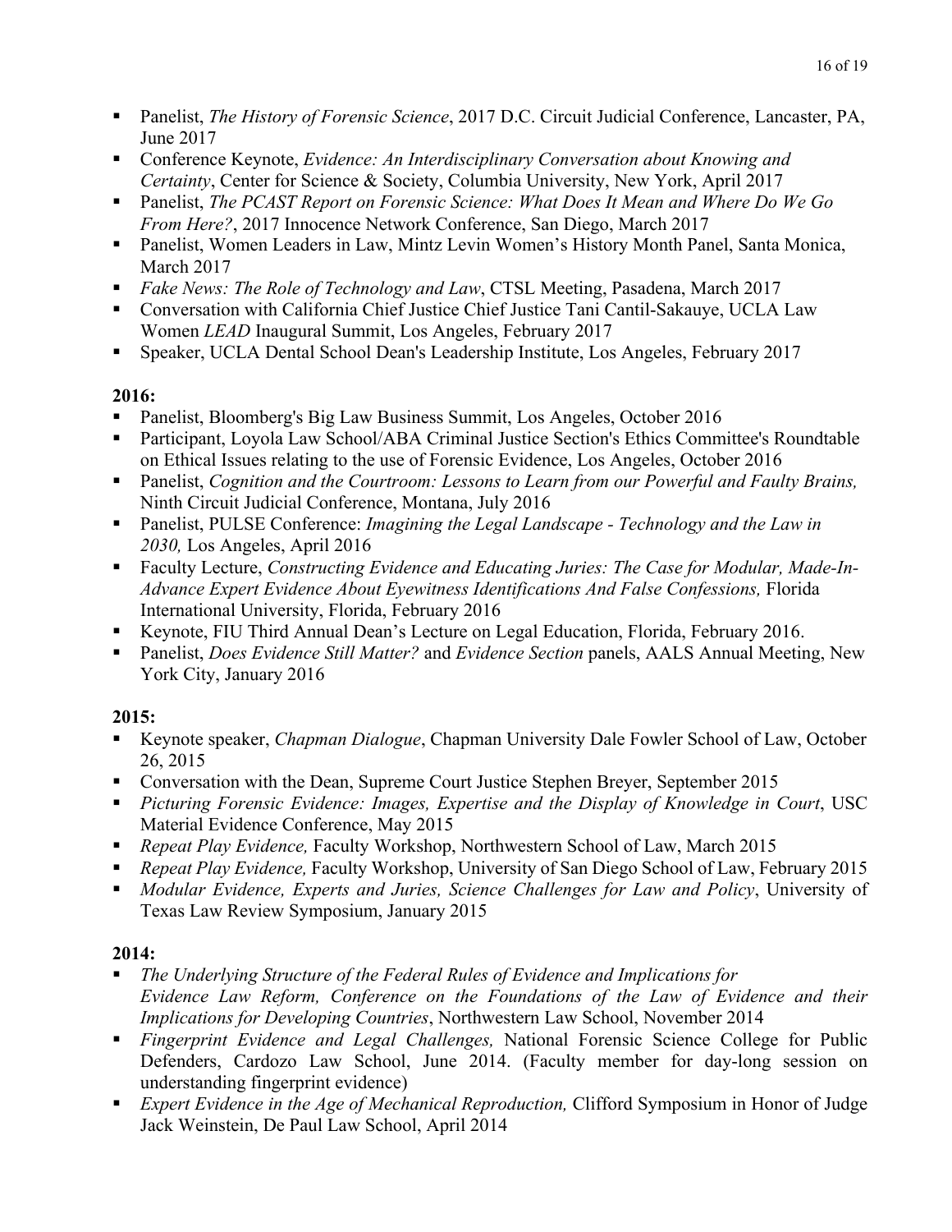- Panelist, *The History of Forensic Science*, 2017 D.C. Circuit Judicial Conference, Lancaster, PA, June 2017
- Conference Keynote, *Evidence: An Interdisciplinary Conversation about Knowing and Certainty*, Center for Science & Society, Columbia University, New York, April 2017
- Panelist, *The PCAST Report on Forensic Science: What Does It Mean and Where Do We Go From Here?*, 2017 Innocence Network Conference, San Diego, March 2017
- Panelist, Women Leaders in Law, Mintz Levin Women's History Month Panel, Santa Monica, March 2017
- *Fake News: The Role of Technology and Law*, CTSL Meeting, Pasadena, March 2017
- Conversation with California Chief Justice Chief Justice Tani Cantil-Sakauye, UCLA Law Women *LEAD* Inaugural Summit, Los Angeles, February 2017
- Speaker, UCLA Dental School Dean's Leadership Institute, Los Angeles, February 2017

**2016:**

- Panelist, Bloomberg's Big Law Business Summit, Los Angeles, October 2016
- Participant, Loyola Law School/ABA Criminal Justice Section's Ethics Committee's Roundtable on Ethical Issues relating to the use of Forensic Evidence, Los Angeles, October 2016
- Panelist, *Cognition and the Courtroom: Lessons to Learn from our Powerful and Faulty Brains,* Ninth Circuit Judicial Conference, Montana, July 2016
- Panelist, PULSE Conference: *Imagining the Legal Landscape - Technology and the Law in 2030,* Los Angeles, April 2016
- Faculty Lecture, *Constructing Evidence and Educating Juries: The Case for Modular, Made-In-Advance Expert Evidence About Eyewitness Identifications And False Confessions,* Florida International University, Florida, February 2016
- Keynote, FIU Third Annual Dean's Lecture on Legal Education, Florida, February 2016.
- Panelist, *Does Evidence Still Matter?* and *Evidence Section* panels, AALS Annual Meeting, New York City, January 2016

**2015:**

- Keynote speaker, *Chapman Dialogue*, Chapman University Dale Fowler School of Law, October 26, 2015
- Conversation with the Dean, Supreme Court Justice Stephen Breyer, September 2015
- *Picturing Forensic Evidence: Images, Expertise and the Display of Knowledge in Court*, USC Material Evidence Conference, May 2015
- *Repeat Play Evidence,* Faculty Workshop, Northwestern School of Law, March 2015
- *Repeat Play Evidence,* Faculty Workshop, University of San Diego School of Law, February 2015
- *Modular Evidence, Experts and Juries, Science Challenges for Law and Policy*, University of Texas Law Review Symposium, January 2015

**2014:**

- *The Underlying Structure of the Federal Rules of Evidence and Implications for Evidence Law Reform, Conference on the Foundations of the Law of Evidence and their Implications for Developing Countries*, Northwestern Law School, November 2014
- *Fingerprint Evidence and Legal Challenges,* National Forensic Science College for Public Defenders, Cardozo Law School, June 2014. (Faculty member for day-long session on understanding fingerprint evidence)
- *Expert Evidence in the Age of Mechanical Reproduction,* Clifford Symposium in Honor of Judge Jack Weinstein, De Paul Law School, April 2014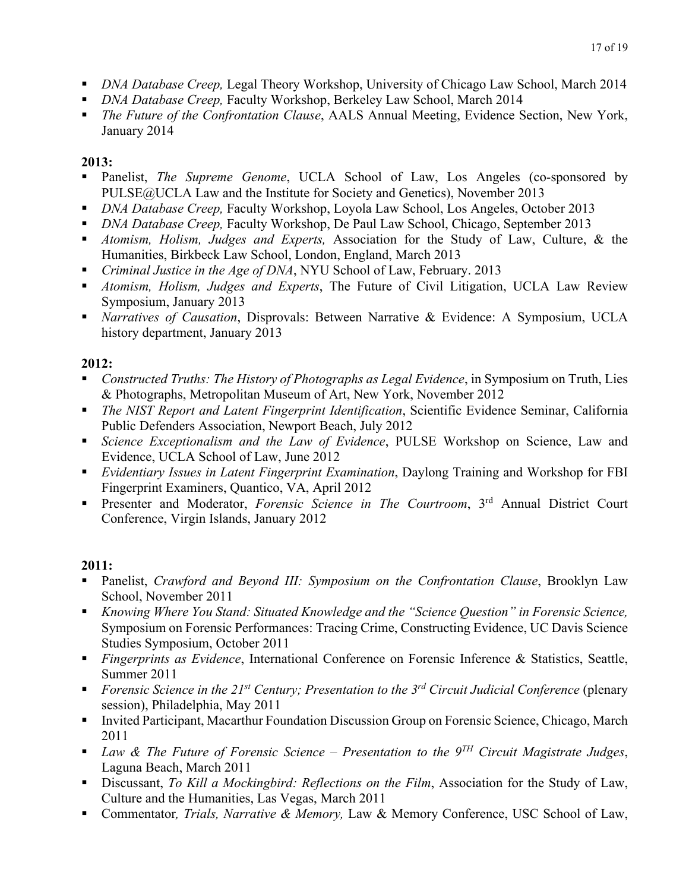- *DNA Database Creep,* Legal Theory Workshop, University of Chicago Law School, March 2014
- *DNA Database Creep,* Faculty Workshop, Berkeley Law School, March 2014
- *The Future of the Confrontation Clause*, AALS Annual Meeting, Evidence Section, New York, January 2014

**2013:**

- Panelist, *The Supreme Genome*, UCLA School of Law, Los Angeles (co-sponsored by PULSE@UCLA Law and the Institute for Society and Genetics), November 2013
- *DNA Database Creep,* Faculty Workshop, Loyola Law School, Los Angeles, October 2013
- *DNA Database Creep,* Faculty Workshop, De Paul Law School, Chicago, September 2013
- *Atomism, Holism, Judges and Experts,* Association for the Study of Law, Culture, & the Humanities, Birkbeck Law School, London, England, March 2013
- *Criminal Justice in the Age of DNA*, NYU School of Law, February. 2013
- *Atomism, Holism, Judges and Experts*, The Future of Civil Litigation, UCLA Law Review Symposium, January 2013
- *Narratives of Causation*, Disprovals: Between Narrative & Evidence: A Symposium, UCLA history department, January 2013

**2012:**

- *Constructed Truths: The History of Photographs as Legal Evidence*, in Symposium on Truth, Lies & Photographs, Metropolitan Museum of Art, New York, November 2012
- *The NIST Report and Latent Fingerprint Identification*, Scientific Evidence Seminar, California Public Defenders Association, Newport Beach, July 2012
- *Science Exceptionalism and the Law of Evidence*, PULSE Workshop on Science, Law and Evidence, UCLA School of Law, June 2012
- *Evidentiary Issues in Latent Fingerprint Examination*, Daylong Training and Workshop for FBI Fingerprint Examiners, Quantico, VA, April 2012
- Presenter and Moderator, *Forensic Science in The Courtroom*, 3rd Annual District Court Conference, Virgin Islands, January 2012

**2011:**

- Panelist, *Crawford and Beyond III: Symposium on the Confrontation Clause*, Brooklyn Law School, November 2011
- *Knowing Where You Stand: Situated Knowledge and the "Science Question" in Forensic Science,* Symposium on Forensic Performances: Tracing Crime, Constructing Evidence, UC Davis Science Studies Symposium, October 2011
- *Fingerprints as Evidence*, International Conference on Forensic Inference & Statistics, Seattle, Summer 2011
- *Forensic Science in the 21st Century; Presentation to the 3rd Circuit Judicial Conference* (plenary session), Philadelphia, May 2011
- Invited Participant, Macarthur Foundation Discussion Group on Forensic Science, Chicago, March 2011
- *Law & The Future of Forensic Science – Presentation to the 9TH Circuit Magistrate Judges*, Laguna Beach, March 2011
- Discussant, *To Kill a Mockingbird: Reflections on the Film*, Association for the Study of Law, Culture and the Humanities, Las Vegas, March 2011
- Commentator*, Trials, Narrative & Memory,* Law & Memory Conference, USC School of Law,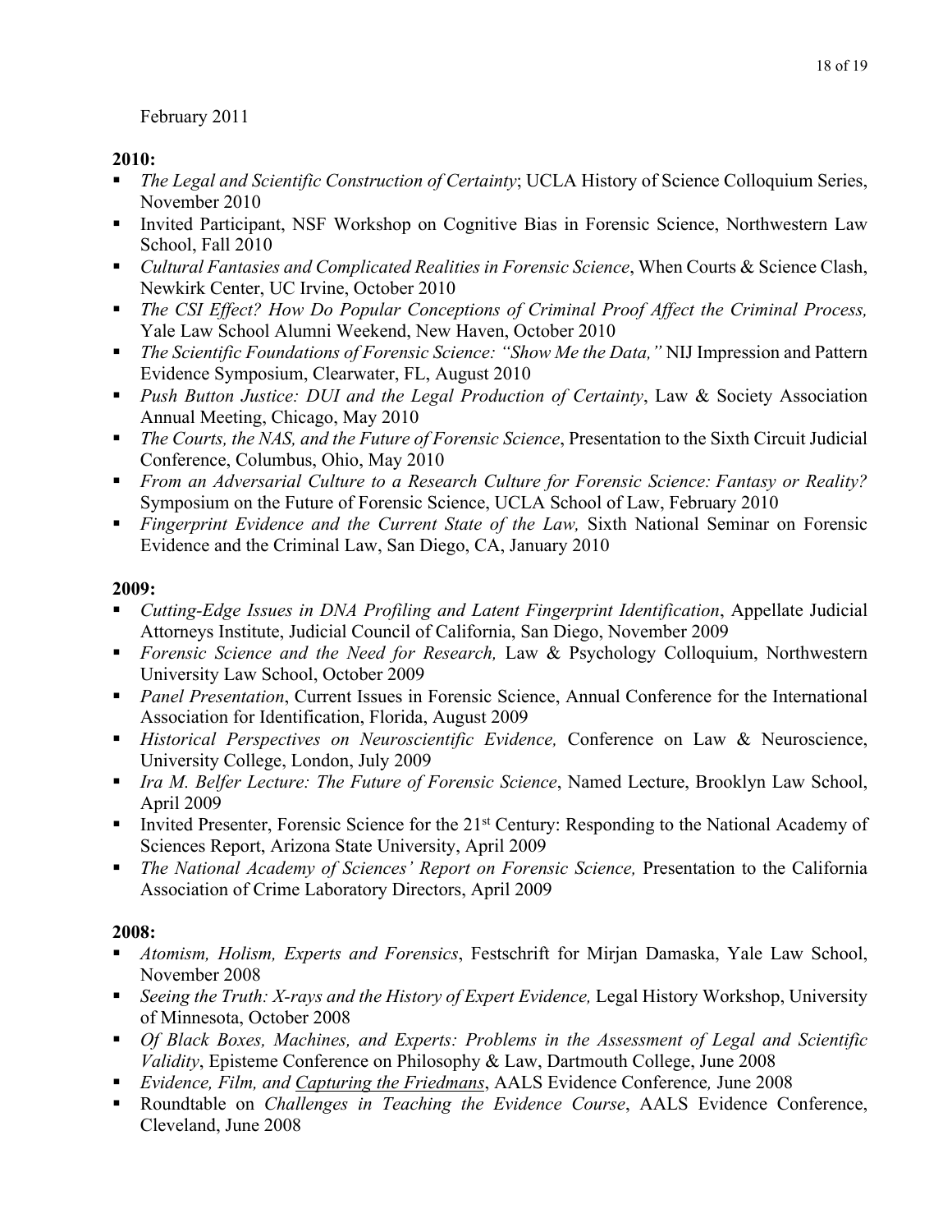February 2011

**2010:**

- *The Legal and Scientific Construction of Certainty*; UCLA History of Science Colloquium Series, November 2010
- Invited Participant, NSF Workshop on Cognitive Bias in Forensic Science, Northwestern Law School, Fall 2010
- *Cultural Fantasies and Complicated Realities in Forensic Science*, When Courts & Science Clash, Newkirk Center, UC Irvine, October 2010
- *The CSI Effect? How Do Popular Conceptions of Criminal Proof Affect the Criminal Process,* Yale Law School Alumni Weekend, New Haven, October 2010
- *The Scientific Foundations of Forensic Science: "Show Me the Data,"* NIJ Impression and Pattern Evidence Symposium, Clearwater, FL, August 2010
- *Push Button Justice: DUI and the Legal Production of Certainty*, Law & Society Association Annual Meeting, Chicago, May 2010
- *The Courts, the NAS, and the Future of Forensic Science*, Presentation to the Sixth Circuit Judicial Conference, Columbus, Ohio, May 2010
- *From an Adversarial Culture to a Research Culture for Forensic Science: Fantasy or Reality?* Symposium on the Future of Forensic Science, UCLA School of Law, February 2010
- *Fingerprint Evidence and the Current State of the Law,* Sixth National Seminar on Forensic Evidence and the Criminal Law, San Diego, CA, January 2010

**2009:**

- *Cutting-Edge Issues in DNA Profiling and Latent Fingerprint Identification*, Appellate Judicial Attorneys Institute, Judicial Council of California, San Diego, November 2009
- *Forensic Science and the Need for Research,* Law & Psychology Colloquium, Northwestern University Law School, October 2009
- *Panel Presentation*, Current Issues in Forensic Science, Annual Conference for the International Association for Identification, Florida, August 2009
- *Historical Perspectives on Neuroscientific Evidence,* Conference on Law & Neuroscience, University College, London, July 2009
- *Ira M. Belfer Lecture: The Future of Forensic Science*, Named Lecture, Brooklyn Law School, April 2009
- Invited Presenter, Forensic Science for the 21st Century: Responding to the National Academy of Sciences Report, Arizona State University, April 2009
- *The National Academy of Sciences' Report on Forensic Science,* Presentation to the California Association of Crime Laboratory Directors, April 2009

**2008:**

- *Atomism, Holism, Experts and Forensics*, Festschrift for Mirjan Damaska, Yale Law School, November 2008
- *Seeing the Truth: X-rays and the History of Expert Evidence,* Legal History Workshop, University of Minnesota, October 2008
- *Of Black Boxes, Machines, and Experts: Problems in the Assessment of Legal and Scientific Validity*, Episteme Conference on Philosophy & Law, Dartmouth College, June 2008
- *Evidence, Film, and Capturing the Friedmans*, AALS Evidence Conference*,* June 2008
- Roundtable on *Challenges in Teaching the Evidence Course*, AALS Evidence Conference, Cleveland, June 2008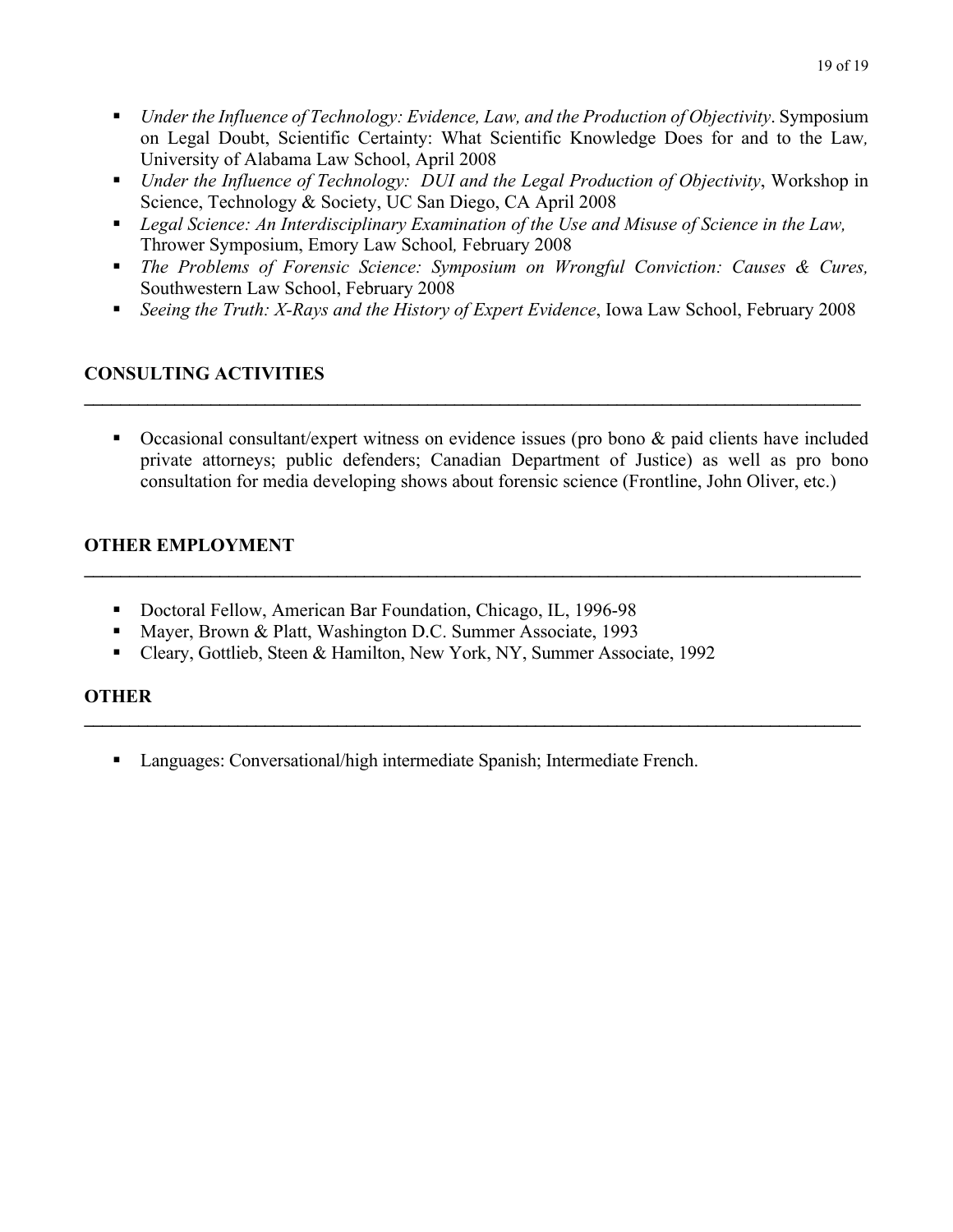- *Under the Influence of Technology: Evidence, Law, and the Production of Objectivity*. Symposium on Legal Doubt, Scientific Certainty: What Scientific Knowledge Does for and to the Law*,* University of Alabama Law School, April 2008
- *Under the Influence of Technology: DUI and the Legal Production of Objectivity*, Workshop in Science, Technology & Society, UC San Diego, CA April 2008
- *Legal Science: An Interdisciplinary Examination of the Use and Misuse of Science in the Law,* Thrower Symposium, Emory Law School*,* February 2008
- *The Problems of Forensic Science: Symposium on Wrongful Conviction: Causes & Cures,* Southwestern Law School, February 2008
- *Seeing the Truth: X-Rays and the History of Expert Evidence*, Iowa Law School, February 2008

## CONSULTING ACTIVITIES

- Occasional consultant/expert witness on evidence issues (pro bono & paid clients have included private attorneys; public defenders; Canadian Department of Justice) as well as pro bono consultation for media developing shows about forensic science (Frontline, John Oliver, etc.)

## OTHER EMPLOYMENT

- Doctoral Fellow, American Bar Foundation, Chicago, IL, 1996-98
- Mayer, Brown & Platt, Washington D.C. Summer Associate, 1993
- Cleary, Gottlieb, Steen & Hamilton, New York, NY, Summer Associate, 1992

## OTHER

- Languages: Conversational/high intermediate Spanish; Intermediate French.